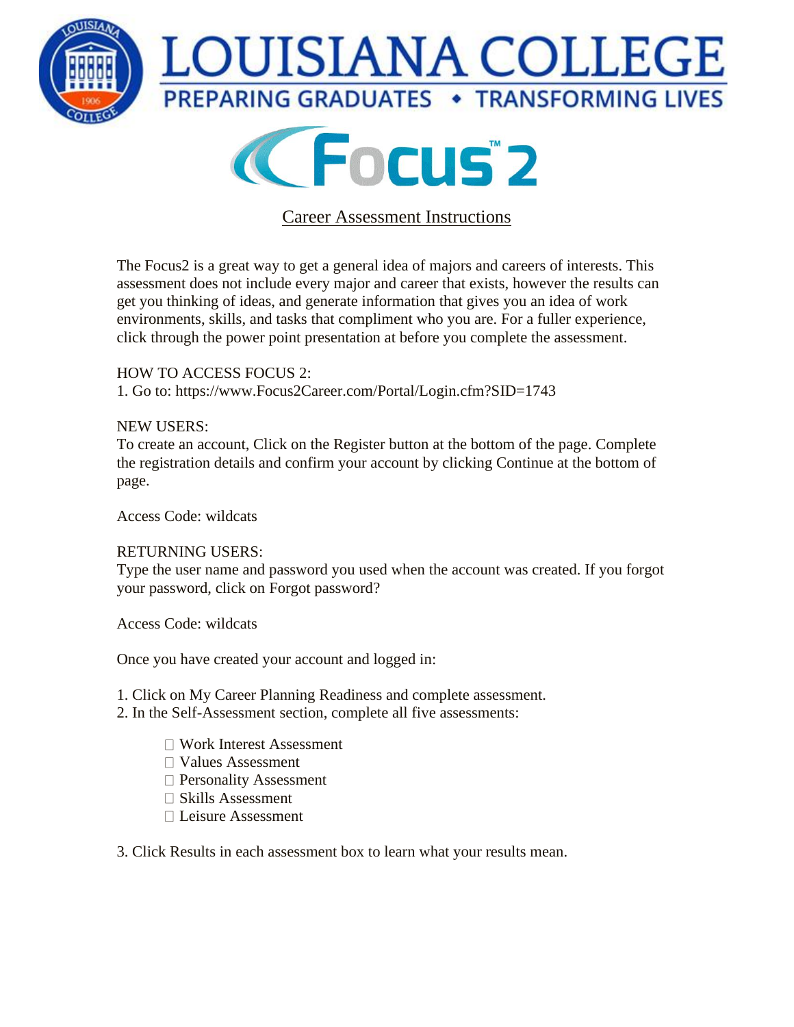# LOUISIANA COLLEGE

PREPARING GRADUATES • TRANSFORMING LIVES

# Focus™ 2

## Career Assessment Instructions

The Focus2 is a great way to get a general idea of majors and careers of interests. This assessment does not include every major and career that exists, however the results can get you thinking of ideas, and generate information that gives you an idea of work environments, skills, and tasks that compliment who you are. For a fuller experience, click through the power point presentation at before you complete the assessment.

HOW TO ACCESS FOCUS 2:
1. Go to: https://www.Focus2Career.com/Portal/Login.cfm?SID=1743

NEW USERS:
To create an account, Click on the Register button at the bottom of the page. Complete the registration details and confirm your account by clicking Continue at the bottom of page.

Access Code: wildcats

RETURNING USERS:
Type the user name and password you used when the account was created. If you forgot your password, click on Forgot password?

Access Code: wildcats

Once you have created your account and logged in:

1. Click on My Career Planning Readiness and complete assessment.
2. In the Self-Assessment section, complete all five assessments:

- Work Interest Assessment
- Values Assessment
- Personality Assessment
- Skills Assessment
- Leisure Assessment

3. Click Results in each assessment box to learn what your results mean.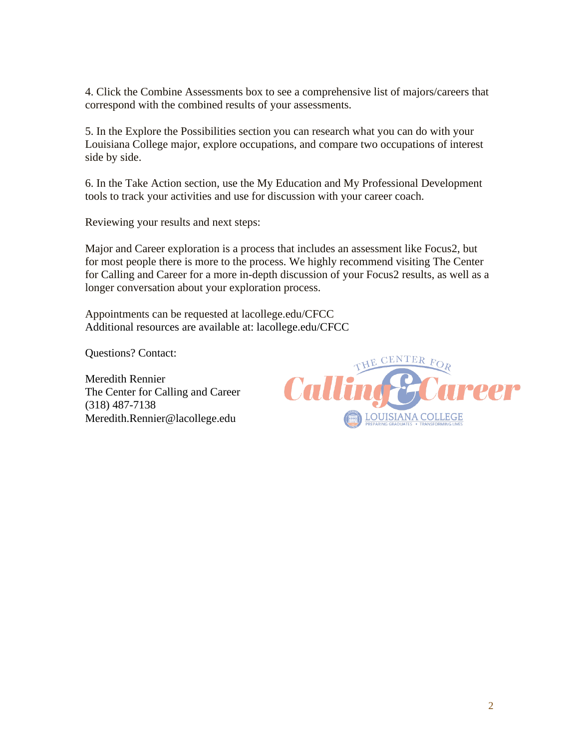4. Click the Combine Assessments box to see a comprehensive list of majors/careers that correspond with the combined results of your assessments.

5. In the Explore the Possibilities section you can research what you can do with your Louisiana College major, explore occupations, and compare two occupations of interest side by side.

6. In the Take Action section, use the My Education and My Professional Development tools to track your activities and use for discussion with your career coach.

Reviewing your results and next steps:

Major and Career exploration is a process that includes an assessment like Focus2, but for most people there is more to the process. We highly recommend visiting The Center for Calling and Career for a more in-depth discussion of your Focus2 results, as well as a longer conversation about your exploration process.

Appointments can be requested at lacollege.edu/CFCC
Additional resources are available at: lacollege.edu/CFCC

Questions? Contact:

Meredith Rennier
The Center for Calling and Career
(318) 487-7138
Meredith.Rennier@lacollege.edu

THE CENTER FOR
Calling & Career
LOUISIANA COLLEGE
PREPARING GRADUATES • TRANSFORMING LIVES